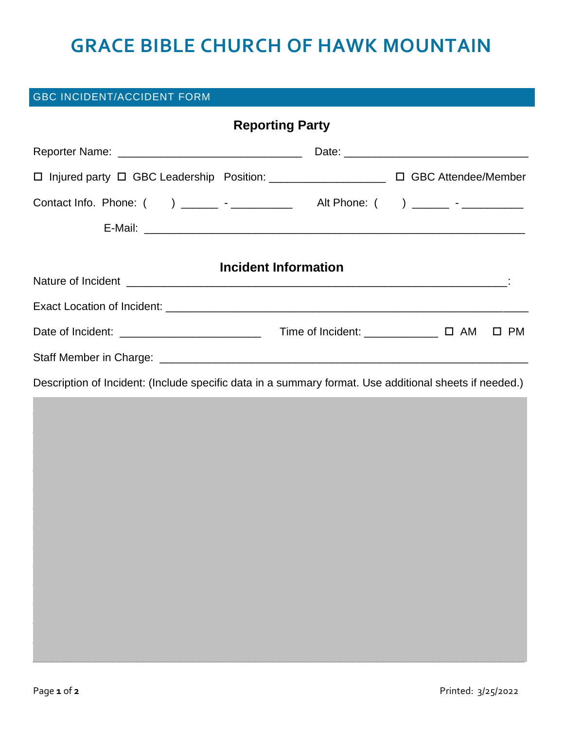# GRACE BIBLE CHURCH OF HAWK MOUNTAIN

## GBC INCIDENT/ACCIDENT FORM

### Reporting Party

Reporter Name: ______________________________ Date: ______________________________

☐ Injured party ☐ GBC Leadership Position: ___________________ ☐ GBC Attendee/Member

Contact Info. Phone: (     ) ______ - __________ Alt Phone: (     ) ______ - __________

E-Mail: ______________________________________________________________

### Incident Information

Nature of Incident ______________________________________________________________:

Exact Location of Incident: ______________________________________________________

Date of Incident: _______________________ Time of Incident: ____________ ☐ AM ☐ PM

Staff Member in Charge: _________________________________________________________

Description of Incident: (Include specific data in a summary format. Use additional sheets if needed.)

Printed: 3/25/2022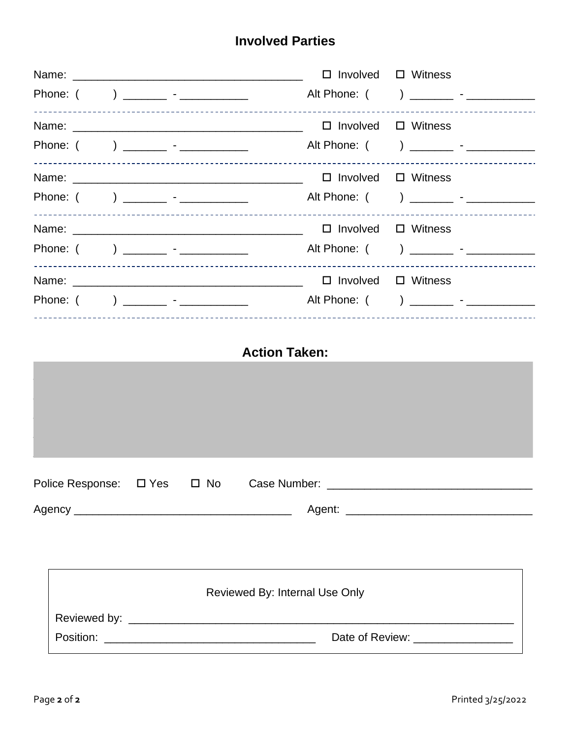## Involved Parties

Name: ____________________________________ ☐ Involved ☐ Witness

Phone: ( ) _______ - ___________ Alt Phone: ( ) _______ - ___________

---

Name: ____________________________________ ☐ Involved ☐ Witness

Phone: ( ) _______ - ___________ Alt Phone: ( ) _______ - ___________

---

Name: ____________________________________ ☐ Involved ☐ Witness

Phone: ( ) _______ - ___________ Alt Phone: ( ) _______ - ___________

---

Name: ____________________________________ ☐ Involved ☐ Witness

Phone: ( ) _______ - ___________ Alt Phone: ( ) _______ - ___________

---

Name: ____________________________________ ☐ Involved ☐ Witness

Phone: ( ) _______ - ___________ Alt Phone: ( ) _______ - ___________

---

## Action Taken:

Police Response: ☐ Yes ☐ No Case Number: ________________________________

Agency __________________________________ Agent: _____________________________

Reviewed By: Internal Use Only

Reviewed by: ______________________________________________________________

Position: _________________________________ Date of Review: _______________

Printed 3/25/2022